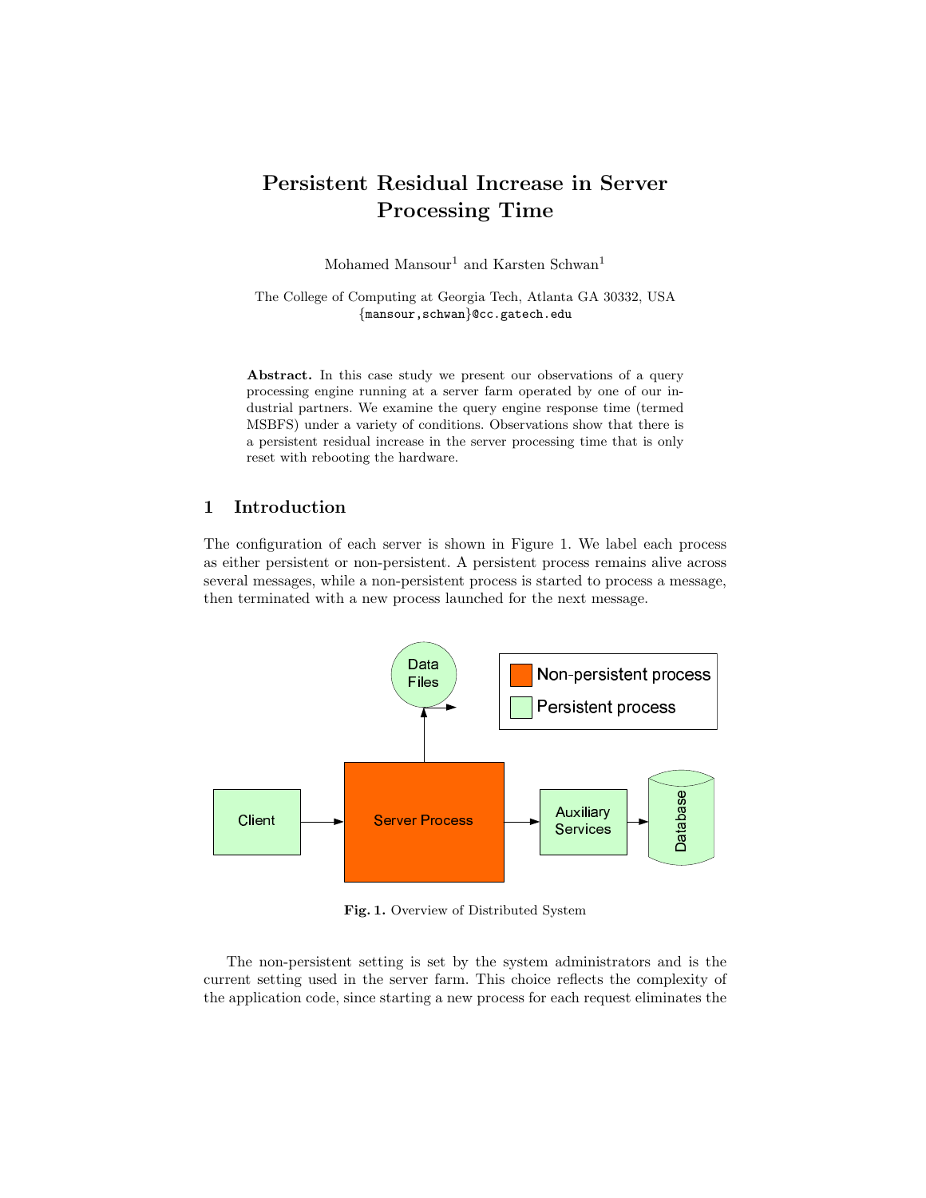# Persistent Residual Increase in Server Processing Time

Mohamed Mansour[1] and Karsten Schwan[1]

The College of Computing at Georgia Tech, Atlanta GA 30332, USA
{mansour,schwan}@cc.gatech.edu

**Abstract.** In this case study we present our observations of a query processing engine running at a server farm operated by one of our industrial partners. We examine the query engine response time (termed MSBFS) under a variety of conditions. Observations show that there is a persistent residual increase in the server processing time that is only reset with rebooting the hardware.

## 1 Introduction

The configuration of each server is shown in Figure 1. We label each process as either persistent or non-persistent. A persistent process remains alive across several messages, while a non-persistent process is started to process a message, then terminated with a new process launched for the next message.

**Fig. 1.** Overview of Distributed System

The non-persistent setting is set by the system administrators and is the current setting used in the server farm. This choice reflects the complexity of the application code, since starting a new process for each request eliminates the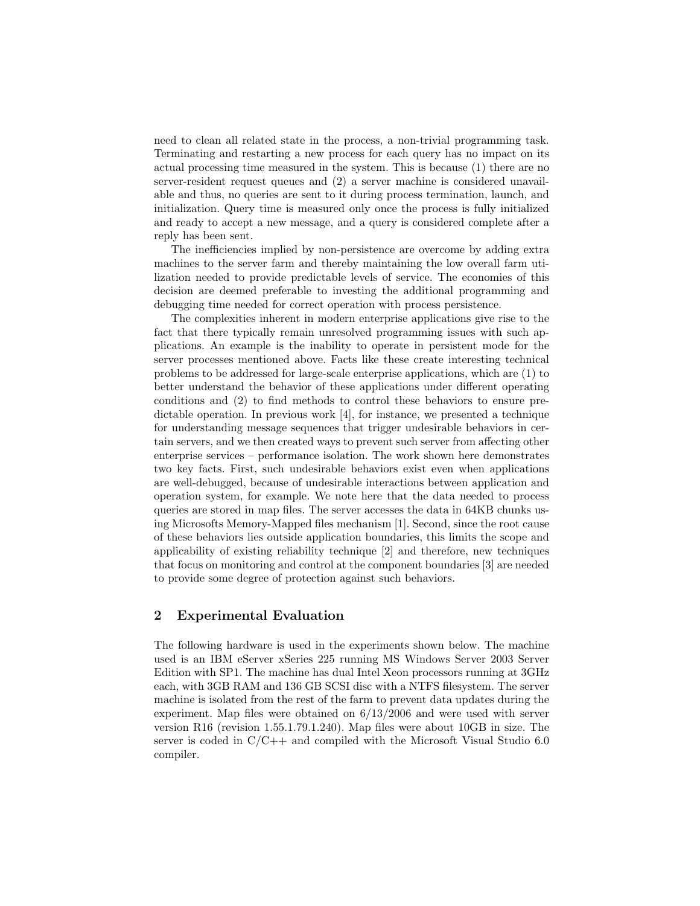need to clean all related state in the process, a non-trivial programming task. Terminating and restarting a new process for each query has no impact on its actual processing time measured in the system. This is because (1) there are no server-resident request queues and (2) a server machine is considered unavailable and thus, no queries are sent to it during process termination, launch, and initialization. Query time is measured only once the process is fully initialized and ready to accept a new message, and a query is considered complete after a reply has been sent.

The inefficiencies implied by non-persistence are overcome by adding extra machines to the server farm and thereby maintaining the low overall farm utilization needed to provide predictable levels of service. The economies of this decision are deemed preferable to investing the additional programming and debugging time needed for correct operation with process persistence.

The complexities inherent in modern enterprise applications give rise to the fact that there typically remain unresolved programming issues with such applications. An example is the inability to operate in persistent mode for the server processes mentioned above. Facts like these create interesting technical problems to be addressed for large-scale enterprise applications, which are (1) to better understand the behavior of these applications under different operating conditions and (2) to find methods to control these behaviors to ensure predictable operation. In previous work [4], for instance, we presented a technique for understanding message sequences that trigger undesirable behaviors in certain servers, and we then created ways to prevent such server from affecting other enterprise services – performance isolation. The work shown here demonstrates two key facts. First, such undesirable behaviors exist even when applications are well-debugged, because of undesirable interactions between application and operation system, for example. We note here that the data needed to process queries are stored in map files. The server accesses the data in 64KB chunks using Microsofts Memory-Mapped files mechanism [1]. Second, since the root cause of these behaviors lies outside application boundaries, this limits the scope and applicability of existing reliability technique [2] and therefore, new techniques that focus on monitoring and control at the component boundaries [3] are needed to provide some degree of protection against such behaviors.

## 2 Experimental Evaluation

The following hardware is used in the experiments shown below. The machine used is an IBM eServer xSeries 225 running MS Windows Server 2003 Server Edition with SP1. The machine has dual Intel Xeon processors running at 3GHz each, with 3GB RAM and 136 GB SCSI disc with a NTFS filesystem. The server machine is isolated from the rest of the farm to prevent data updates during the experiment. Map files were obtained on 6/13/2006 and were used with server version R16 (revision 1.55.1.79.1.240). Map files were about 10GB in size. The server is coded in C/C++ and compiled with the Microsoft Visual Studio 6.0 compiler.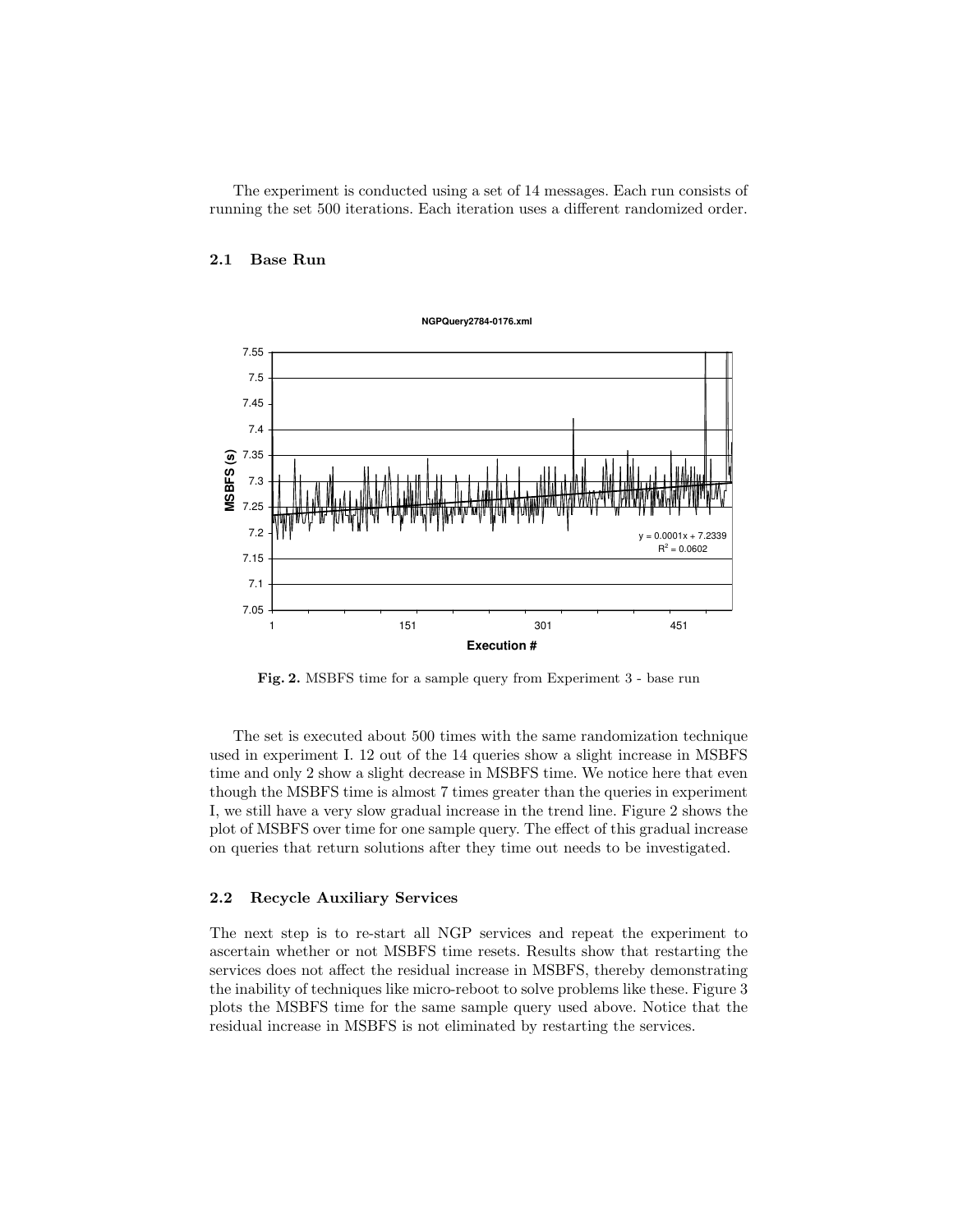The experiment is conducted using a set of 14 messages. Each run consists of running the set 500 iterations. Each iteration uses a different randomized order.

### 2.1 Base Run

**Fig. 2.** MSBFS time for a sample query from Experiment 3 - base run

The set is executed about 500 times with the same randomization technique used in experiment I. 12 out of the 14 queries show a slight increase in MSBFS time and only 2 show a slight decrease in MSBFS time. We notice here that even though the MSBFS time is almost 7 times greater than the queries in experiment I, we still have a very slow gradual increase in the trend line. Figure 2 shows the plot of MSBFS over time for one sample query. The effect of this gradual increase on queries that return solutions after they time out needs to be investigated.

### 2.2 Recycle Auxiliary Services

The next step is to re-start all NGP services and repeat the experiment to ascertain whether or not MSBFS time resets. Results show that restarting the services does not affect the residual increase in MSBFS, thereby demonstrating the inability of techniques like micro-reboot to solve problems like these. Figure 3 plots the MSBFS time for the same sample query used above. Notice that the residual increase in MSBFS is not eliminated by restarting the services.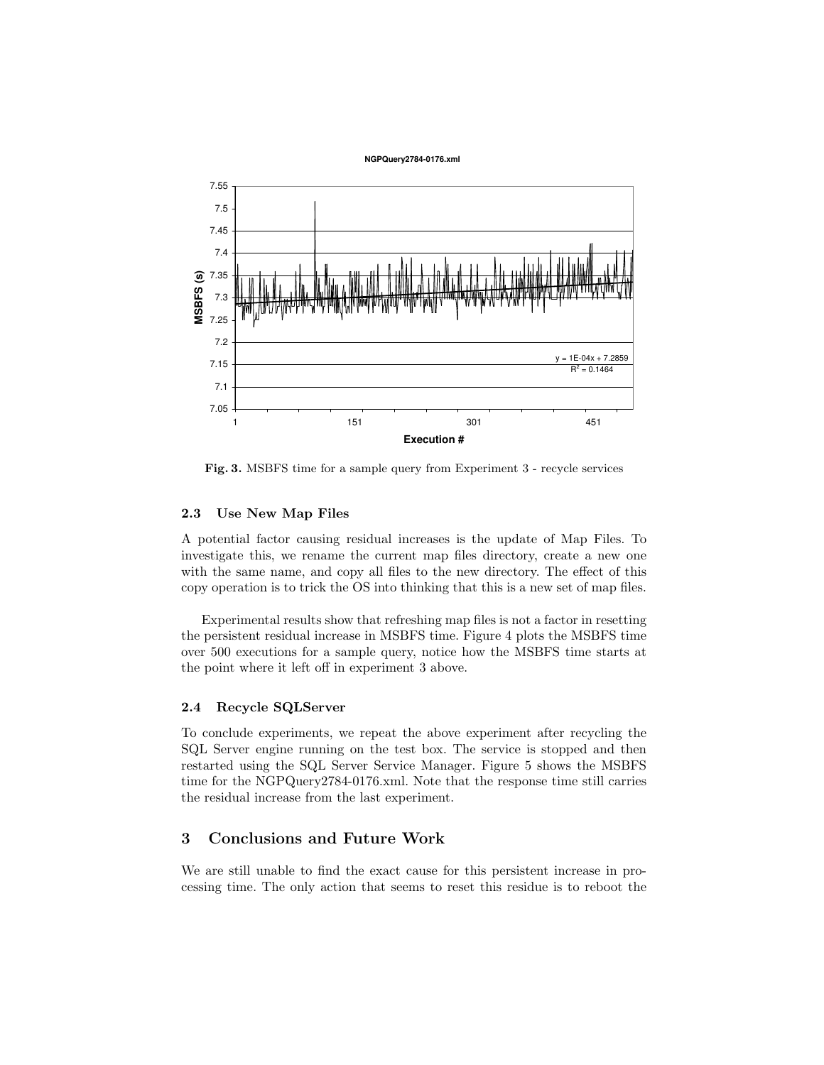**Fig. 3.** MSBFS time for a sample query from Experiment 3 - recycle services

### 2.3 Use New Map Files

A potential factor causing residual increases is the update of Map Files. To investigate this, we rename the current map files directory, create a new one with the same name, and copy all files to the new directory. The effect of this copy operation is to trick the OS into thinking that this is a new set of map files.

Experimental results show that refreshing map files is not a factor in resetting the persistent residual increase in MSBFS time. Figure 4 plots the MSBFS time over 500 executions for a sample query, notice how the MSBFS time starts at the point where it left off in experiment 3 above.

### 2.4 Recycle SQLServer

To conclude experiments, we repeat the above experiment after recycling the SQL Server engine running on the test box. The service is stopped and then restarted using the SQL Server Service Manager. Figure 5 shows the MSBFS time for the NGPQuery2784-0176.xml. Note that the response time still carries the residual increase from the last experiment.

## 3 Conclusions and Future Work

We are still unable to find the exact cause for this persistent increase in processing time. The only action that seems to reset this residue is to reboot the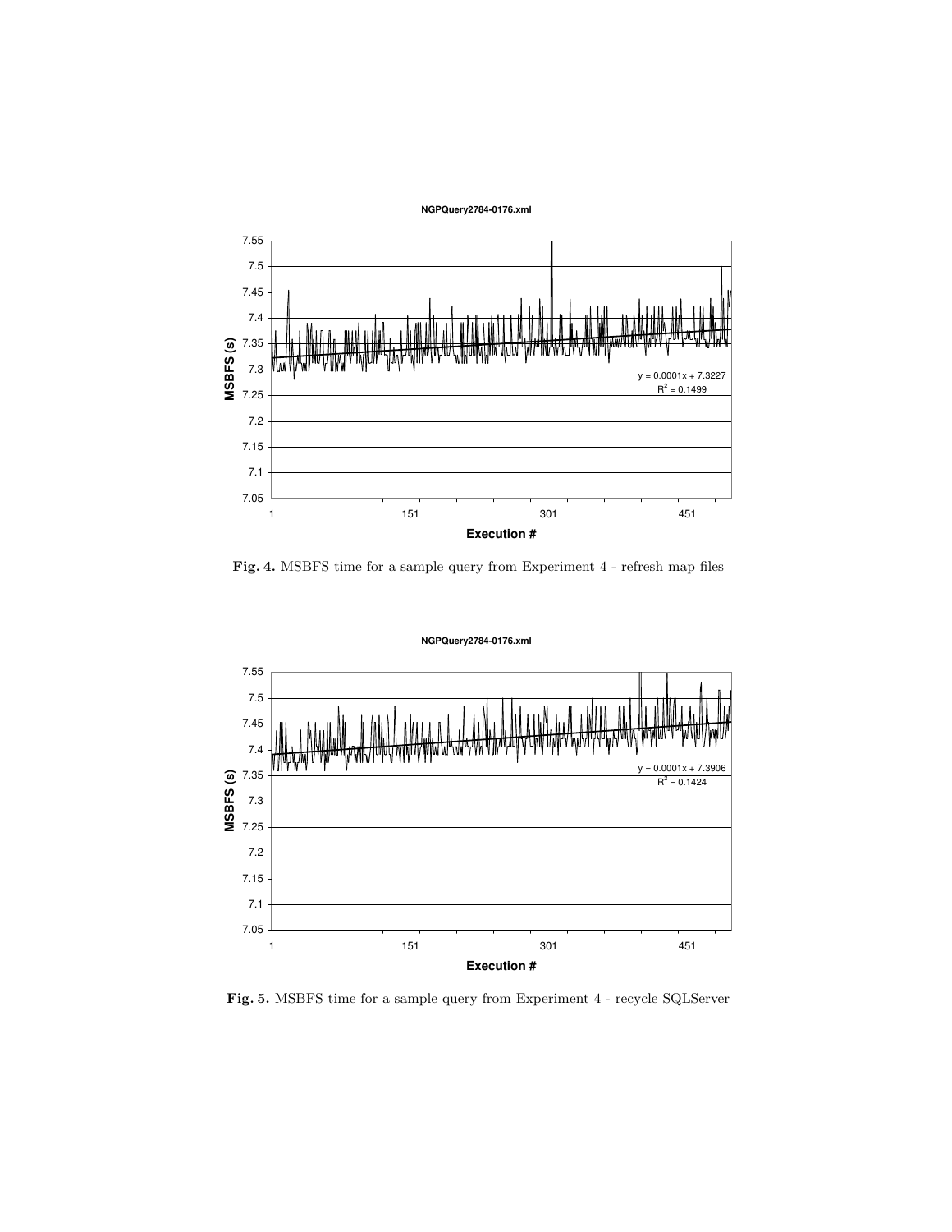**Fig. 4.** MSBFS time for a sample query from Experiment 4 - refresh map files

**Fig. 5.** MSBFS time for a sample query from Experiment 4 - recycle SQLServer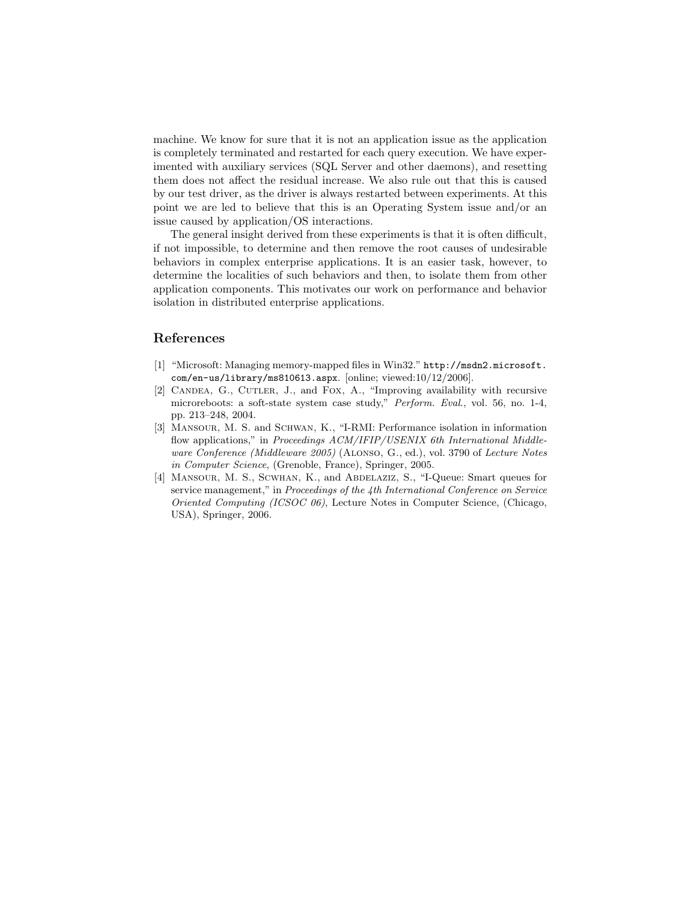machine. We know for sure that it is not an application issue as the application is completely terminated and restarted for each query execution. We have experimented with auxiliary services (SQL Server and other daemons), and resetting them does not affect the residual increase. We also rule out that this is caused by our test driver, as the driver is always restarted between experiments. At this point we are led to believe that this is an Operating System issue and/or an issue caused by application/OS interactions.

The general insight derived from these experiments is that it is often difficult, if not impossible, to determine and then remove the root causes of undesirable behaviors in complex enterprise applications. It is an easier task, however, to determine the localities of such behaviors and then, to isolate them from other application components. This motivates our work on performance and behavior isolation in distributed enterprise applications.

## References

[1] "Microsoft: Managing memory-mapped files in Win32." `http://msdn2.microsoft.com/en-us/library/ms810613.aspx`. [online; viewed:10/12/2006].

[2] Candea, G., Cutler, J., and Fox, A., "Improving availability with recursive microreboots: a soft-state system case study," *Perform. Eval.*, vol. 56, no. 1-4, pp. 213–248, 2004.

[3] Mansour, M. S. and Schwan, K., "I-RMI: Performance isolation in information flow applications," in *Proceedings ACM/IFIP/USENIX 6th International Middleware Conference (Middleware 2005)* (Alonso, G., ed.), vol. 3790 of *Lecture Notes in Computer Science*, (Grenoble, France), Springer, 2005.

[4] Mansour, M. S., Scwhan, K., and Abdelaziz, S., "I-Queue: Smart queues for service management," in *Proceedings of the 4th International Conference on Service Oriented Computing (ICSOC 06)*, Lecture Notes in Computer Science, (Chicago, USA), Springer, 2006.